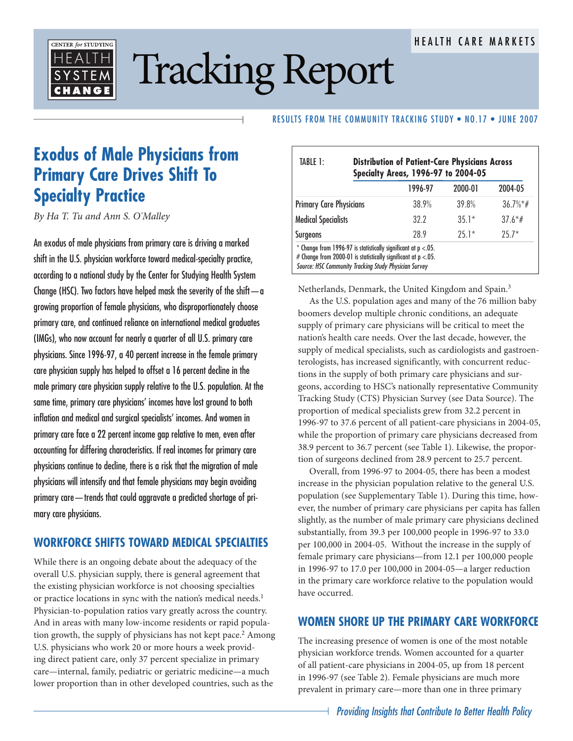# Tracking Report

HEALTH CARE MARKETS

RESULTS FROM THE COMMUNITY TRACKING STUDY • NO.17 • JUNE 2007

## Exodus of Male Physicians from Primary Care Drives Shift To Specialty Practice

*By Ha T. Tu and Ann S. O'Malley*

An exodus of male physicians from primary care is driving a marked shift in the U.S. physician workforce toward medical-specialty practice, according to a national study by the Center for Studying Health System Change (HSC). Two factors have helped mask the severity of the shift—a growing proportion of female physicians, who disproportionately choose primary care, and continued reliance on international medical graduates (IMGs), who now account for nearly a quarter of all U.S. primary care physicians. Since 1996-97, a 40 percent increase in the female primary care physician supply has helped to offset a 16 percent decline in the male primary care physician supply relative to the U.S. population. At the same time, primary care physicians' incomes have lost ground to both inflation and medical and surgical specialists' incomes. And women in primary care face a 22 percent income gap relative to men, even after accounting for differing characteristics. If real incomes for primary care physicians continue to decline, there is a risk that the migration of male physicians will intensify and that female physicians may begin avoiding primary care—trends that could aggravate a predicted shortage of primary care physicians.

## WORKFORCE SHIFTS TOWARD MEDICAL SPECIALTIES

While there is an ongoing debate about the adequacy of the overall U.S. physician supply, there is general agreement that the existing physician workforce is not choosing specialties or practice locations in sync with the nation's medical needs.[1] Physician-to-population ratios vary greatly across the country. And in areas with many low-income residents or rapid population growth, the supply of physicians has not kept pace.[2] Among U.S. physicians who work 20 or more hours a week providing direct patient care, only 37 percent specialize in primary care—internal, family, pediatric or geriatric medicine—a much lower proportion than in other developed countries, such as the Netherlands, Denmark, the United Kingdom and Spain.[3]

**TABLE 1: Distribution of Patient-Care Physicians Across Specialty Areas, 1996-97 to 2004-05**

| | 1996-97 | 2000-01 | 2004-05 |
|---|---|---|---|
| Primary Care Physicians | 38.9% | 39.8% | 36.7%*# |
| Medical Specialists | 32.2 | 35.1* | 37.6*# |
| Surgeons | 28.9 | 25.1* | 25.7* |

\* Change from 1996-97 is statistically significant at p <.05.
# Change from 2000-01 is statistically significant at p <.05.
*Source: HSC Community Tracking Study Physician Survey*

As the U.S. population ages and many of the 76 million baby boomers develop multiple chronic conditions, an adequate supply of primary care physicians will be critical to meet the nation's health care needs. Over the last decade, however, the supply of medical specialists, such as cardiologists and gastroenterologists, has increased significantly, with concurrent reductions in the supply of both primary care physicians and surgeons, according to HSC's nationally representative Community Tracking Study (CTS) Physician Survey (see Data Source). The proportion of medical specialists grew from 32.2 percent in 1996-97 to 37.6 percent of all patient-care physicians in 2004-05, while the proportion of primary care physicians decreased from 38.9 percent to 36.7 percent (see Table 1). Likewise, the proportion of surgeons declined from 28.9 percent to 25.7 percent.

Overall, from 1996-97 to 2004-05, there has been a modest increase in the physician population relative to the general U.S. population (see Supplementary Table 1). During this time, however, the number of primary care physicians per capita has fallen slightly, as the number of male primary care physicians declined substantially, from 39.3 per 100,000 people in 1996-97 to 33.0 per 100,000 in 2004-05. Without the increase in the supply of female primary care physicians—from 12.1 per 100,000 people in 1996-97 to 17.0 per 100,000 in 2004-05—a larger reduction in the primary care workforce relative to the population would have occurred.

## WOMEN SHORE UP THE PRIMARY CARE WORKFORCE

The increasing presence of women is one of the most notable physician workforce trends. Women accounted for a quarter of all patient-care physicians in 2004-05, up from 18 percent in 1996-97 (see Table 2). Female physicians are much more prevalent in primary care—more than one in three primary

*Providing Insights that Contribute to Better Health Policy*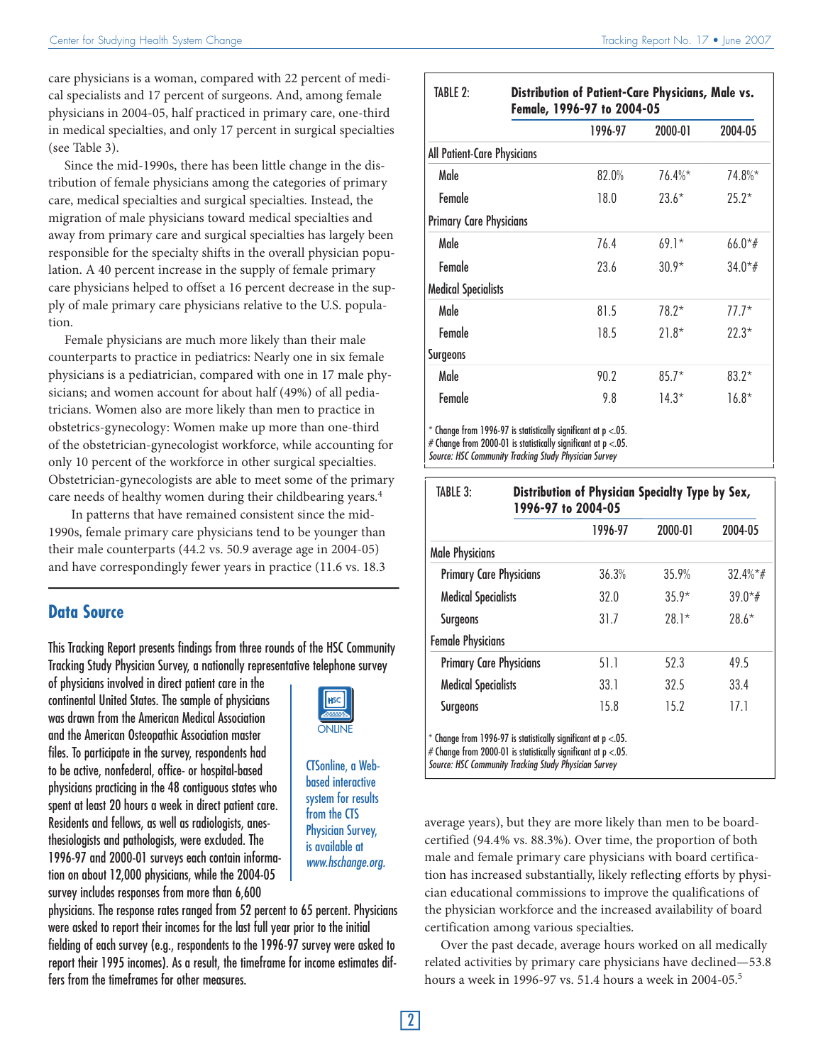care physicians is a woman, compared with 22 percent of medical specialists and 17 percent of surgeons. And, among female physicians in 2004-05, half practiced in primary care, one-third in medical specialties, and only 17 percent in surgical specialties (see Table 3).

Since the mid-1990s, there has been little change in the distribution of female physicians among the categories of primary care, medical specialties and surgical specialties. Instead, the migration of male physicians toward medical specialties and away from primary care and surgical specialties has largely been responsible for the specialty shifts in the overall physician population. A 40 percent increase in the supply of female primary care physicians helped to offset a 16 percent decrease in the supply of male primary care physicians relative to the U.S. population.

Female physicians are much more likely than their male counterparts to practice in pediatrics: Nearly one in six female physicians is a pediatrician, compared with one in 17 male physicians; and women account for about half (49%) of all pediatricians. Women also are more likely than men to practice in obstetrics-gynecology: Women make up more than one-third of the obstetrician-gynecologist workforce, while accounting for only 10 percent of the workforce in other surgical specialties. Obstetrician-gynecologists are able to meet some of the primary care needs of healthy women during their childbearing years.[4]

In patterns that have remained consistent since the mid-1990s, female primary care physicians tend to be younger than their male counterparts (44.2 vs. 50.9 average age in 2004-05) and have correspondingly fewer years in practice (11.6 vs. 18.3 average years), but they are more likely than men to be board-certified (94.4% vs. 88.3%). Over time, the proportion of both male and female primary care physicians with board certification has increased substantially, likely reflecting efforts by physician educational commissions to improve the qualifications of the physician workforce and the increased availability of board certification among various specialties.

Over the past decade, average hours worked on all medically related activities by primary care physicians have declined—53.8 hours a week in 1996-97 vs. 51.4 hours a week in 2004-05.[5]

**TABLE 2: Distribution of Patient-Care Physicians, Male vs. Female, 1996-97 to 2004-05**

| | 1996-97 | 2000-01 | 2004-05 |
|---|---|---|---|
| **All Patient-Care Physicians** | | | |
| Male | 82.0% | 76.4%* | 74.8%* |
| Female | 18.0 | 23.6* | 25.2* |
| **Primary Care Physicians** | | | |
| Male | 76.4 | 69.1* | 66.0*# |
| Female | 23.6 | 30.9* | 34.0*# |
| **Medical Specialists** | | | |
| Male | 81.5 | 78.2* | 77.7* |
| Female | 18.5 | 21.8* | 22.3* |
| **Surgeons** | | | |
| Male | 90.2 | 85.7* | 83.2* |
| Female | 9.8 | 14.3* | 16.8* |

\* Change from 1996-97 is statistically significant at $p < .05$.
\# Change from 2000-01 is statistically significant at $p < .05$.
*Source: HSC Community Tracking Study Physician Survey*

**TABLE 3: Distribution of Physician Specialty Type by Sex, 1996-97 to 2004-05**

| | 1996-97 | 2000-01 | 2004-05 |
|---|---|---|---|
| **Male Physicians** | | | |
| Primary Care Physicians | 36.3% | 35.9% | 32.4%*# |
| Medical Specialists | 32.0 | 35.9* | 39.0*# |
| Surgeons | 31.7 | 28.1* | 28.6* |
| **Female Physicians** | | | |
| Primary Care Physicians | 51.1 | 52.3 | 49.5 |
| Medical Specialists | 33.1 | 32.5 | 33.4 |
| Surgeons | 15.8 | 15.2 | 17.1 |

\* Change from 1996-97 is statistically significant at $p < .05$.
\# Change from 2000-01 is statistically significant at $p < .05$.
*Source: HSC Community Tracking Study Physician Survey*

## Data Source

This Tracking Report presents findings from three rounds of the HSC Community Tracking Study Physician Survey, a nationally representative telephone survey of physicians involved in direct patient care in the continental United States. The sample of physicians was drawn from the American Medical Association and the American Osteopathic Association master files. To participate in the survey, respondents had to be active, nonfederal, office- or hospital-based physicians practicing in the 48 contiguous states who spent at least 20 hours a week in direct patient care. Residents and fellows, as well as radiologists, anesthesiologists and pathologists, were excluded. The 1996-97 and 2000-01 surveys each contain information on about 12,000 physicians, while the 2004-05 survey includes responses from more than 6,600 physicians. The response rates ranged from 52 percent to 65 percent. Physicians were asked to report their incomes for the last full year prior to the initial fielding of each survey (e.g., respondents to the 1996-97 survey were asked to report their 1995 incomes). As a result, the timeframe for income estimates differs from the timeframes for other measures.

HSC ONLINE

CTSonline, a Web-based interactive system for results from the CTS Physician Survey, is available at *www.hschange.org.*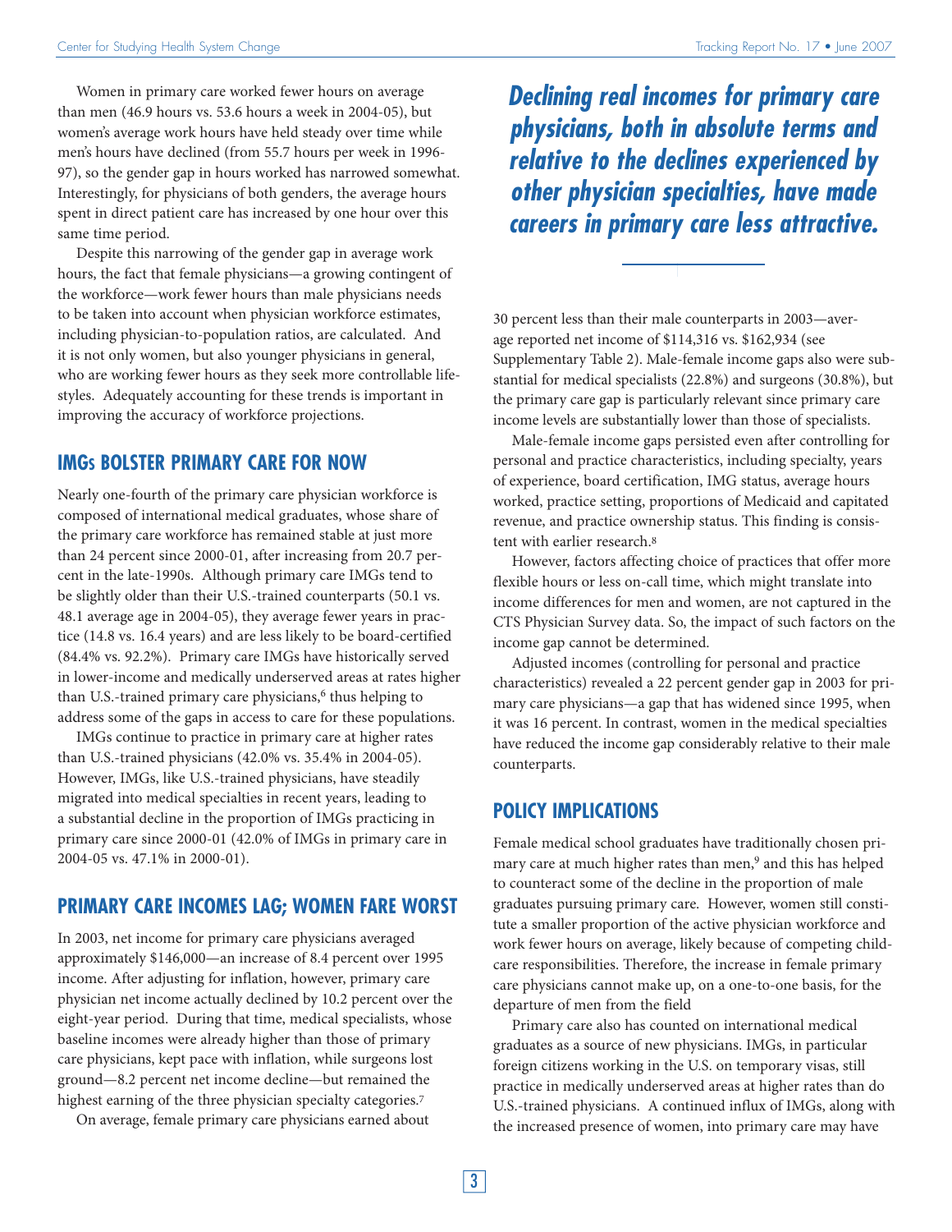Women in primary care worked fewer hours on average than men (46.9 hours vs. 53.6 hours a week in 2004-05), but women's average work hours have held steady over time while men's hours have declined (from 55.7 hours per week in 1996-97), so the gender gap in hours worked has narrowed somewhat. Interestingly, for physicians of both genders, the average hours spent in direct patient care has increased by one hour over this same time period.

Despite this narrowing of the gender gap in average work hours, the fact that female physicians—a growing contingent of the workforce—work fewer hours than male physicians needs to be taken into account when physician workforce estimates, including physician-to-population ratios, are calculated. And it is not only women, but also younger physicians in general, who are working fewer hours as they seek more controllable lifestyles. Adequately accounting for these trends is important in improving the accuracy of workforce projections.

## IMGs Bolster Primary Care for Now

Nearly one-fourth of the primary care physician workforce is composed of international medical graduates, whose share of the primary care workforce has remained stable at just more than 24 percent since 2000-01, after increasing from 20.7 percent in the late-1990s. Although primary care IMGs tend to be slightly older than their U.S.-trained counterparts (50.1 vs. 48.1 average age in 2004-05), they average fewer years in practice (14.8 vs. 16.4 years) and are less likely to be board-certified (84.4% vs. 92.2%). Primary care IMGs have historically served in lower-income and medically underserved areas at rates higher than U.S.-trained primary care physicians,[6] thus helping to address some of the gaps in access to care for these populations.

IMGs continue to practice in primary care at higher rates than U.S.-trained physicians (42.0% vs. 35.4% in 2004-05). However, IMGs, like U.S.-trained physicians, have steadily migrated into medical specialties in recent years, leading to a substantial decline in the proportion of IMGs practicing in primary care since 2000-01 (42.0% of IMGs in primary care in 2004-05 vs. 47.1% in 2000-01).

## Primary Care Incomes Lag; Women Fare Worst

In 2003, net income for primary care physicians averaged approximately $146,000—an increase of 8.4 percent over 1995 income. After adjusting for inflation, however, primary care physician net income actually declined by 10.2 percent over the eight-year period. During that time, medical specialists, whose baseline incomes were already higher than those of primary care physicians, kept pace with inflation, while surgeons lost ground—8.2 percent net income decline—but remained the highest earning of the three physician specialty categories.[7]

On average, female primary care physicians earned about 30 percent less than their male counterparts in 2003—average reported net income of $114,316 vs. $162,934 (see Supplementary Table 2). Male-female income gaps also were substantial for medical specialists (22.8%) and surgeons (30.8%), but the primary care gap is particularly relevant since primary care income levels are substantially lower than those of specialists.

***Declining real incomes for primary care physicians, both in absolute terms and relative to the declines experienced by other physician specialties, have made careers in primary care less attractive.***

Male-female income gaps persisted even after controlling for personal and practice characteristics, including specialty, years of experience, board certification, IMG status, average hours worked, practice setting, proportions of Medicaid and capitated revenue, and practice ownership status. This finding is consistent with earlier research.[8]

However, factors affecting choice of practices that offer more flexible hours or less on-call time, which might translate into income differences for men and women, are not captured in the CTS Physician Survey data. So, the impact of such factors on the income gap cannot be determined.

Adjusted incomes (controlling for personal and practice characteristics) revealed a 22 percent gender gap in 2003 for primary care physicians—a gap that has widened since 1995, when it was 16 percent. In contrast, women in the medical specialties have reduced the income gap considerably relative to their male counterparts.

## Policy Implications

Female medical school graduates have traditionally chosen primary care at much higher rates than men,[9] and this has helped to counteract some of the decline in the proportion of male graduates pursuing primary care. However, women still constitute a smaller proportion of the active physician workforce and work fewer hours on average, likely because of competing child-care responsibilities. Therefore, the increase in female primary care physicians cannot make up, on a one-to-one basis, for the departure of men from the field

Primary care also has counted on international medical graduates as a source of new physicians. IMGs, in particular foreign citizens working in the U.S. on temporary visas, still practice in medically underserved areas at higher rates than do U.S.-trained physicians. A continued influx of IMGs, along with the increased presence of women, into primary care may have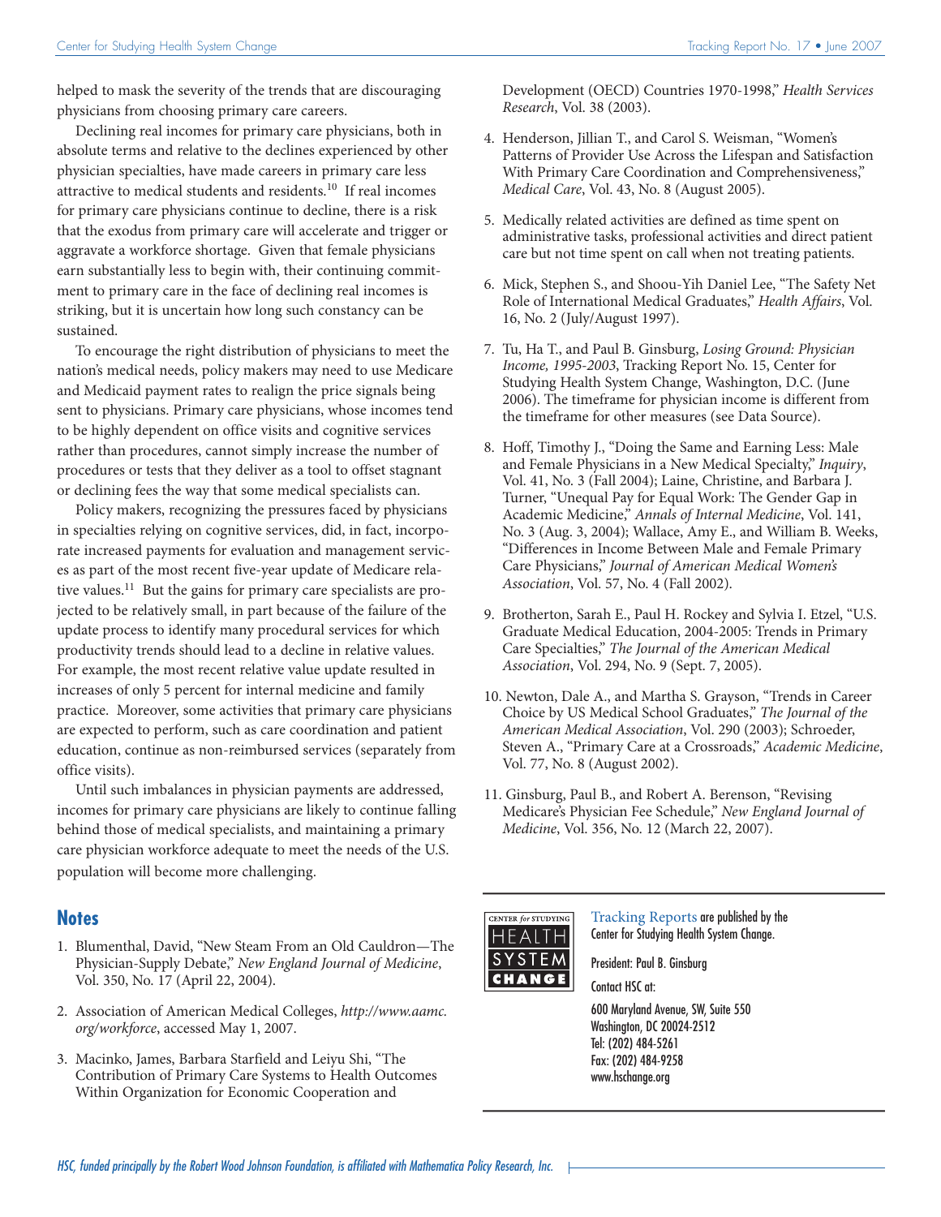helped to mask the severity of the trends that are discouraging physicians from choosing primary care careers.

Declining real incomes for primary care physicians, both in absolute terms and relative to the declines experienced by other physician specialties, have made careers in primary care less attractive to medical students and residents.[10] If real incomes for primary care physicians continue to decline, there is a risk that the exodus from primary care will accelerate and trigger or aggravate a workforce shortage. Given that female physicians earn substantially less to begin with, their continuing commitment to primary care in the face of declining real incomes is striking, but it is uncertain how long such constancy can be sustained.

To encourage the right distribution of physicians to meet the nation's medical needs, policy makers may need to use Medicare and Medicaid payment rates to realign the price signals being sent to physicians. Primary care physicians, whose incomes tend to be highly dependent on office visits and cognitive services rather than procedures, cannot simply increase the number of procedures or tests that they deliver as a tool to offset stagnant or declining fees the way that some medical specialists can.

Policy makers, recognizing the pressures faced by physicians in specialties relying on cognitive services, did, in fact, incorporate increased payments for evaluation and management services as part of the most recent five-year update of Medicare relative values.[11] But the gains for primary care specialists are projected to be relatively small, in part because of the failure of the update process to identify many procedural services for which productivity trends should lead to a decline in relative values. For example, the most recent relative value update resulted in increases of only 5 percent for internal medicine and family practice. Moreover, some activities that primary care physicians are expected to perform, such as care coordination and patient education, continue as non-reimbursed services (separately from office visits).

Until such imbalances in physician payments are addressed, incomes for primary care physicians are likely to continue falling behind those of medical specialists, and maintaining a primary care physician workforce adequate to meet the needs of the U.S. population will become more challenging.

## Notes

1. Blumenthal, David, "New Steam From an Old Cauldron—The Physician-Supply Debate," *New England Journal of Medicine*, Vol. 350, No. 17 (April 22, 2004).

2. Association of American Medical Colleges, *http://www.aamc.org/workforce*, accessed May 1, 2007.

3. Macinko, James, Barbara Starfield and Leiyu Shi, "The Contribution of Primary Care Systems to Health Outcomes Within Organization for Economic Cooperation and Development (OECD) Countries 1970-1998," *Health Services Research*, Vol. 38 (2003).

4. Henderson, Jillian T., and Carol S. Weisman, "Women's Patterns of Provider Use Across the Lifespan and Satisfaction With Primary Care Coordination and Comprehensiveness," *Medical Care*, Vol. 43, No. 8 (August 2005).

5. Medically related activities are defined as time spent on administrative tasks, professional activities and direct patient care but not time spent on call when not treating patients.

6. Mick, Stephen S., and Shoou-Yih Daniel Lee, "The Safety Net Role of International Medical Graduates," *Health Affairs*, Vol. 16, No. 2 (July/August 1997).

7. Tu, Ha T., and Paul B. Ginsburg, *Losing Ground: Physician Income, 1995-2003*, Tracking Report No. 15, Center for Studying Health System Change, Washington, D.C. (June 2006). The timeframe for physician income is different from the timeframe for other measures (see Data Source).

8. Hoff, Timothy J., "Doing the Same and Earning Less: Male and Female Physicians in a New Medical Specialty," *Inquiry*, Vol. 41, No. 3 (Fall 2004); Laine, Christine, and Barbara J. Turner, "Unequal Pay for Equal Work: The Gender Gap in Academic Medicine," *Annals of Internal Medicine*, Vol. 141, No. 3 (Aug. 3, 2004); Wallace, Amy E., and William B. Weeks, "Differences in Income Between Male and Female Primary Care Physicians," *Journal of American Medical Women's Association*, Vol. 57, No. 4 (Fall 2002).

9. Brotherton, Sarah E., Paul H. Rockey and Sylvia I. Etzel, "U.S. Graduate Medical Education, 2004-2005: Trends in Primary Care Specialties," *The Journal of the American Medical Association*, Vol. 294, No. 9 (Sept. 7, 2005).

10. Newton, Dale A., and Martha S. Grayson, "Trends in Career Choice by US Medical School Graduates," *The Journal of the American Medical Association*, Vol. 290 (2003); Schroeder, Steven A., "Primary Care at a Crossroads," *Academic Medicine*, Vol. 77, No. 8 (August 2002).

11. Ginsburg, Paul B., and Robert A. Berenson, "Revising Medicare's Physician Fee Schedule," *New England Journal of Medicine*, Vol. 356, No. 12 (March 22, 2007).

Tracking Reports are published by the Center for Studying Health System Change.

President: Paul B. Ginsburg

Contact HSC at:

600 Maryland Avenue, SW, Suite 550
Washington, DC 20024-2512
Tel: (202) 484-5261
Fax: (202) 484-9258
www.hschange.org

*HSC, funded principally by the Robert Wood Johnson Foundation, is affiliated with Mathematica Policy Research, Inc.*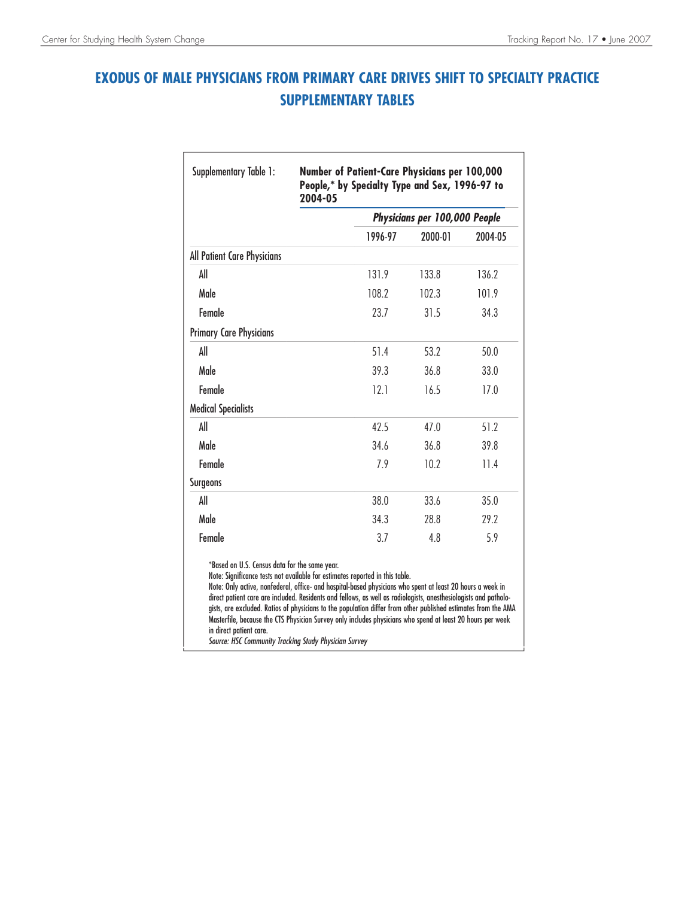# EXODUS OF MALE PHYSICIANS FROM PRIMARY CARE DRIVES SHIFT TO SPECIALTY PRACTICE SUPPLEMENTARY TABLES

**Supplementary Table 1: Number of Patient-Care Physicians per 100,000 People,* by Specialty Type and Sex, 1996-97 to 2004-05**

| | *Physicians per 100,000 People* | | |
|---|---|---|---|
| | 1996-97 | 2000-01 | 2004-05 |
| **All Patient Care Physicians** | | | |
| All | 131.9 | 133.8 | 136.2 |
| Male | 108.2 | 102.3 | 101.9 |
| Female | 23.7 | 31.5 | 34.3 |
| **Primary Care Physicians** | | | |
| All | 51.4 | 53.2 | 50.0 |
| Male | 39.3 | 36.8 | 33.0 |
| Female | 12.1 | 16.5 | 17.0 |
| **Medical Specialists** | | | |
| All | 42.5 | 47.0 | 51.2 |
| Male | 34.6 | 36.8 | 39.8 |
| Female | 7.9 | 10.2 | 11.4 |
| **Surgeons** | | | |
| All | 38.0 | 33.6 | 35.0 |
| Male | 34.3 | 28.8 | 29.2 |
| Female | 3.7 | 4.8 | 5.9 |

*Based on U.S. Census data for the same year.

Note: Significance tests not available for estimates reported in this table.

Note: Only active, nonfederal, office- and hospital-based physicians who spent at least 20 hours a week in direct patient care are included. Residents and fellows, as well as radiologists, anesthesiologists and pathologists, are excluded. Ratios of physicians to the population differ from other published estimates from the AMA Masterfile, because the CTS Physician Survey only includes physicians who spend at least 20 hours per week in direct patient care.

*Source: HSC Community Tracking Study Physician Survey*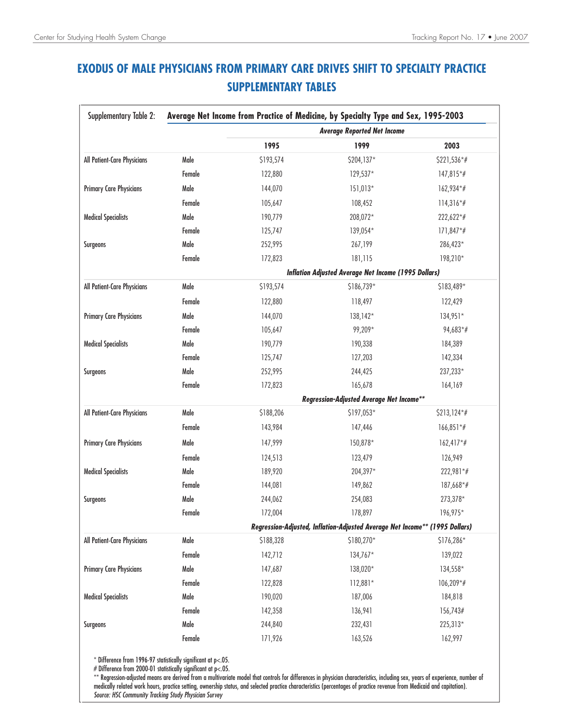# EXODUS OF MALE PHYSICIANS FROM PRIMARY CARE DRIVES SHIFT TO SPECIALTY PRACTICE SUPPLEMENTARY TABLES

**Supplementary Table 2: Average Net Income from Practice of Medicine, by Specialty Type and Sex, 1995-2003**

| | | 1995 | 1999 | 2003 |
|---|---|---|---|---|
| | | ***Average Reported Net Income*** | | |
| **All Patient-Care Physicians** | Male | $193,574 | $204,137* | $221,536*# |
| | Female | 122,880 | 129,537* | 147,815*# |
| **Primary Care Physicians** | Male | 144,070 | 151,013* | 162,934*# |
| | Female | 105,647 | 108,452 | 114,316*# |
| **Medical Specialists** | Male | 190,779 | 208,072* | 222,622*# |
| | Female | 125,747 | 139,054* | 171,847*# |
| **Surgeons** | Male | 252,995 | 267,199 | 286,423* |
| | Female | 172,823 | 181,115 | 198,210* |
| | | ***Inflation Adjusted Average Net Income (1995 Dollars)*** | | |
| **All Patient-Care Physicians** | Male | $193,574 | $186,739* | $183,489* |
| | Female | 122,880 | 118,497 | 122,429 |
| **Primary Care Physicians** | Male | 144,070 | 138,142* | 134,951* |
| | Female | 105,647 | 99,209* | 94,683*# |
| **Medical Specialists** | Male | 190,779 | 190,338 | 184,389 |
| | Female | 125,747 | 127,203 | 142,334 |
| **Surgeons** | Male | 252,995 | 244,425 | 237,233* |
| | Female | 172,823 | 165,678 | 164,169 |
| | | ***Regression-Adjusted Average Net Income**** | | |
| **All Patient-Care Physicians** | Male | $188,206 | $197,053* | $213,124*# |
| | Female | 143,984 | 147,446 | 166,851*# |
| **Primary Care Physicians** | Male | 147,999 | 150,878* | 162,417*# |
| | Female | 124,513 | 123,479 | 126,949 |
| **Medical Specialists** | Male | 189,920 | 204,397* | 222,981*# |
| | Female | 144,081 | 149,862 | 187,668*# |
| **Surgeons** | Male | 244,062 | 254,083 | 273,378* |
| | Female | 172,004 | 178,897 | 196,975* |
| | | ***Regression-Adjusted, Inflation-Adjusted Average Net Income** (1995 Dollars)*** | | |
| **All Patient-Care Physicians** | Male | $188,328 | $180,270* | $176,286* |
| | Female | 142,712 | 134,767* | 139,022 |
| **Primary Care Physicians** | Male | 147,687 | 138,020* | 134,558* |
| | Female | 122,828 | 112,881* | 106,209*# |
| **Medical Specialists** | Male | 190,020 | 187,006 | 184,818 |
| | Female | 142,358 | 136,941 | 156,743# |
| **Surgeons** | Male | 244,840 | 232,431 | 225,313* |
| | Female | 171,926 | 163,526 | 162,997 |

\* Difference from 1996-97 statistically significant at p<.05.
# Difference from 2000-01 statistically significant at p<.05.
** Regression-adjusted means are derived from a multivariate model that controls for differences in physician characteristics, including sex, years of experience, number of medically related work hours, practice setting, ownership status, and selected practice characteristics (percentages of practice revenue from Medicaid and capitation).
*Source: HSC Community Tracking Study Physician Survey*